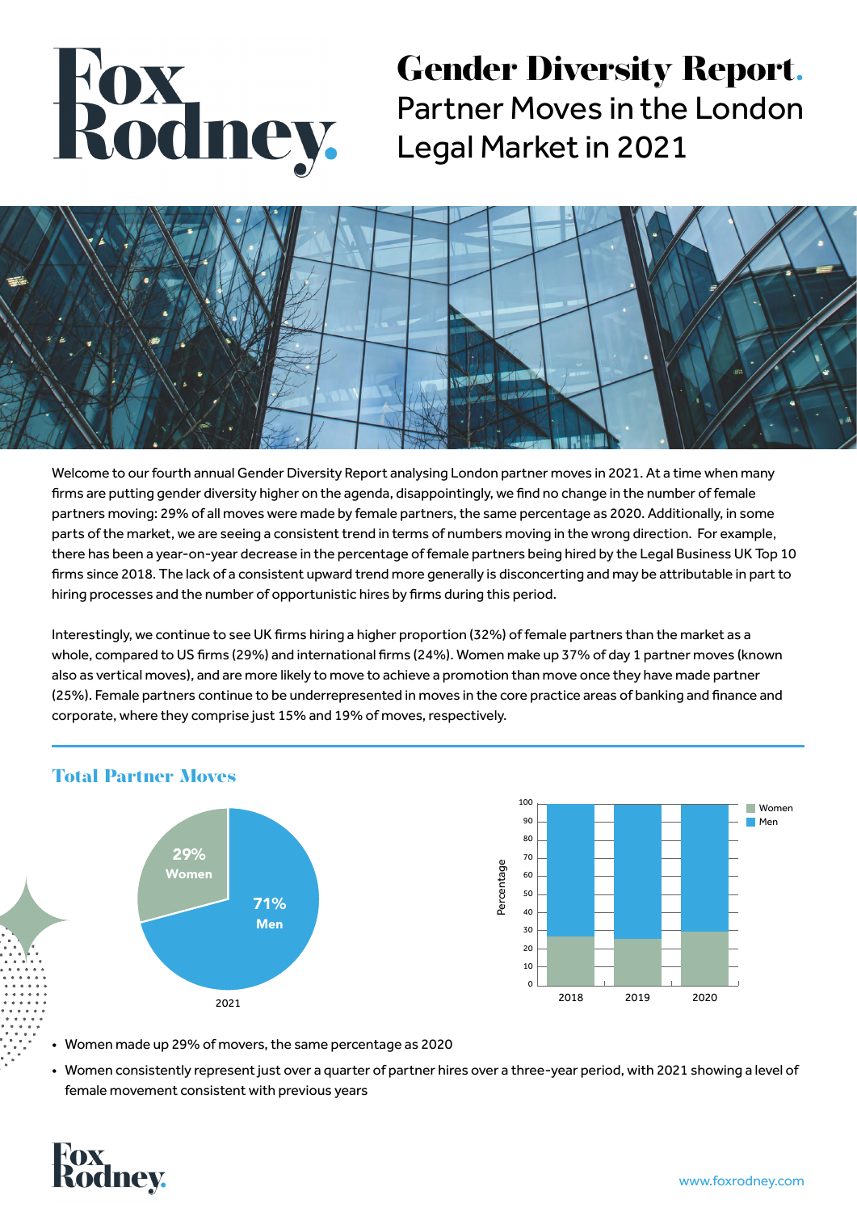# Gender Diversity Report.

## Partner Moves in the London Legal Market in 2021

Welcome to our fourth annual Gender Diversity Report analysing London partner moves in 2021. At a time when many firms are putting gender diversity higher on the agenda, disappointingly, we find no change in the number of female partners moving: 29% of all moves were made by female partners, the same percentage as 2020. Additionally, in some parts of the market, we are seeing a consistent trend in terms of numbers moving in the wrong direction. For example, there has been a year-on-year decrease in the percentage of female partners being hired by the Legal Business UK Top 10 firms since 2018. The lack of a consistent upward trend more generally is disconcerting and may be attributable in part to hiring processes and the number of opportunistic hires by firms during this period.

Interestingly, we continue to see UK firms hiring a higher proportion (32%) of female partners than the market as a whole, compared to US firms (29%) and international firms (24%). Women make up 37% of day 1 partner moves (known also as vertical moves), and are more likely to move to achieve a promotion than move once they have made partner (25%). Female partners continue to be underrepresented in moves in the core practice areas of banking and finance and corporate, where they comprise just 15% and 19% of moves, respectively.

## Total Partner Moves

2021: 29% Women, 71% Men

- Women made up 29% of movers, the same percentage as 2020
- Women consistently represent just over a quarter of partner hires over a three-year period, with 2021 showing a level of female movement consistent with previous years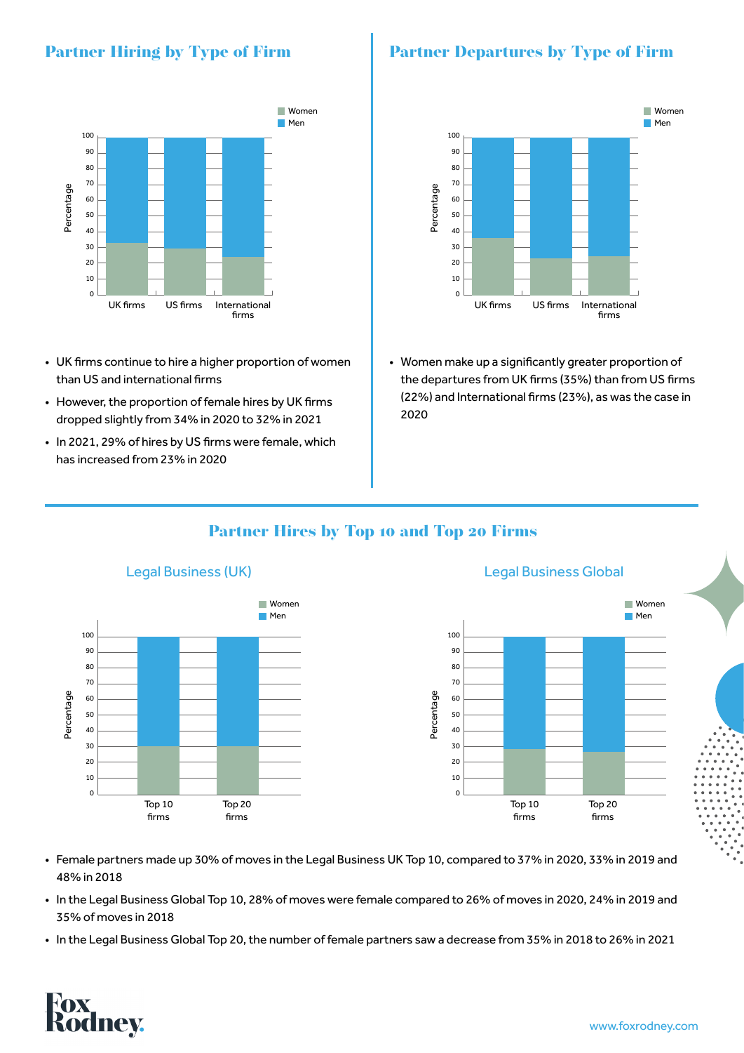## Partner Hiring by Type of Firm

- UK firms continue to hire a higher proportion of women than US and international firms
- However, the proportion of female hires by UK firms dropped slightly from 34% in 2020 to 32% in 2021
- In 2021, 29% of hires by US firms were female, which has increased from 23% in 2020

## Partner Departures by Type of Firm

- Women make up a significantly greater proportion of the departures from UK firms (35%) than from US firms (22%) and International firms (23%), as was the case in 2020

## Partner Hires by Top 10 and Top 20 Firms

### Legal Business (UK)

### Legal Business Global

- Female partners made up 30% of moves in the Legal Business UK Top 10, compared to 37% in 2020, 33% in 2019 and 48% in 2018
- In the Legal Business Global Top 10, 28% of moves were female compared to 26% of moves in 2020, 24% in 2019 and 35% of moves in 2018
- In the Legal Business Global Top 20, the number of female partners saw a decrease from 35% in 2018 to 26% in 2021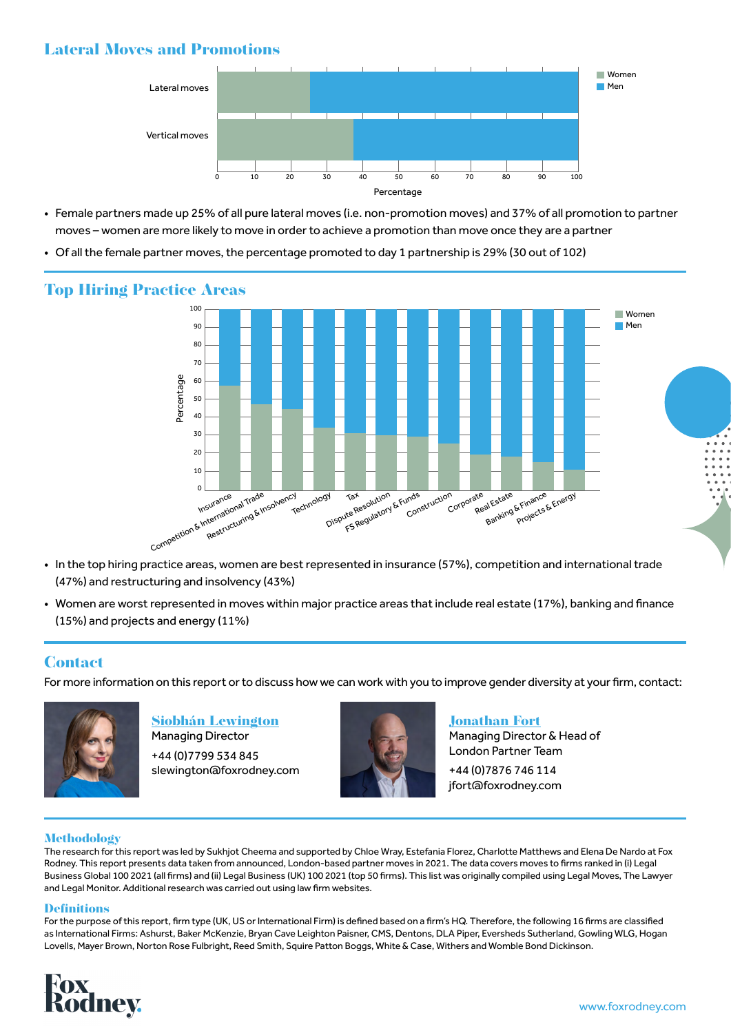## Lateral Moves and Promotions

Women
Men

Lateral moves
Vertical moves

0 10 20 30 40 50 60 70 80 90 100

Percentage

- Female partners made up 25% of all pure lateral moves (i.e. non-promotion moves) and 37% of all promotion to partner moves – women are more likely to move in order to achieve a promotion than move once they are a partner
- Of all the female partner moves, the percentage promoted to day 1 partnership is 29% (30 out of 102)

## Top Hiring Practice Areas

Women
Men

Percentage

100 90 80 70 60 50 40 30 20 10 0

Insurance
Competition & International Trade
Restructuring & Insolvency
Technology
Tax
Dispute Resolution
FS Regulatory & Funds
Construction
Corporate
Real Estate
Banking & Finance
Projects & Energy

- In the top hiring practice areas, women are best represented in insurance (57%), competition and international trade (47%) and restructuring and insolvency (43%)
- Women are worst represented in moves within major practice areas that include real estate (17%), banking and finance (15%) and projects and energy (11%)

## Contact

For more information on this report or to discuss how we can work with you to improve gender diversity at your firm, contact:

**Siobhán Lewington**
Managing Director
+44 (0)7799 534 845
slewington@foxrodney.com

**Jonathan Fort**
Managing Director & Head of London Partner Team
+44 (0)7876 746 114
jfort@foxrodney.com

### Methodology

The research for this report was led by Sukhjot Cheema and supported by Chloe Wray, Estefania Florez, Charlotte Matthews and Elena De Nardo at Fox Rodney. This report presents data taken from announced, London-based partner moves in 2021. The data covers moves to firms ranked in (i) Legal Business Global 100 2021 (all firms) and (ii) Legal Business (UK) 100 2021 (top 50 firms). This list was originally compiled using Legal Moves, The Lawyer and Legal Monitor. Additional research was carried out using law firm websites.

### Definitions

For the purpose of this report, firm type (UK, US or International Firm) is defined based on a firm's HQ. Therefore, the following 16 firms are classified as International Firms: Ashurst, Baker McKenzie, Bryan Cave Leighton Paisner, CMS, Dentons, DLA Piper, Eversheds Sutherland, Gowling WLG, Hogan Lovells, Mayer Brown, Norton Rose Fulbright, Reed Smith, Squire Patton Boggs, White & Case, Withers and Womble Bond Dickinson.

Fox Rodney.

www.foxrodney.com